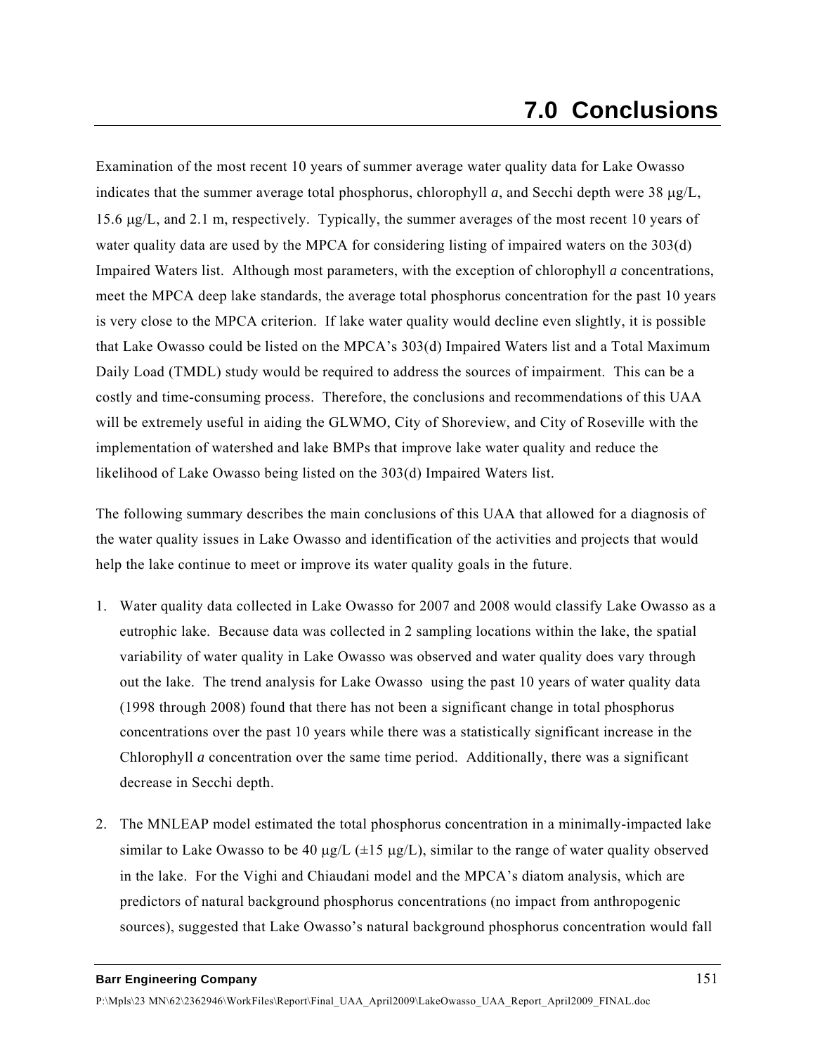# 7.0 Conclusions

Examination of the most recent 10 years of summer average water quality data for Lake Owasso indicates that the summer average total phosphorus, chlorophyll *a*, and Secchi depth were 38 μg/L, 15.6 μg/L, and 2.1 m, respectively. Typically, the summer averages of the most recent 10 years of water quality data are used by the MPCA for considering listing of impaired waters on the 303(d) Impaired Waters list. Although most parameters, with the exception of chlorophyll *a* concentrations, meet the MPCA deep lake standards, the average total phosphorus concentration for the past 10 years is very close to the MPCA criterion. If lake water quality would decline even slightly, it is possible that Lake Owasso could be listed on the MPCA's 303(d) Impaired Waters list and a Total Maximum Daily Load (TMDL) study would be required to address the sources of impairment. This can be a costly and time-consuming process. Therefore, the conclusions and recommendations of this UAA will be extremely useful in aiding the GLWMO, City of Shoreview, and City of Roseville with the implementation of watershed and lake BMPs that improve lake water quality and reduce the likelihood of Lake Owasso being listed on the 303(d) Impaired Waters list.

The following summary describes the main conclusions of this UAA that allowed for a diagnosis of the water quality issues in Lake Owasso and identification of the activities and projects that would help the lake continue to meet or improve its water quality goals in the future.

1. Water quality data collected in Lake Owasso for 2007 and 2008 would classify Lake Owasso as a eutrophic lake. Because data was collected in 2 sampling locations within the lake, the spatial variability of water quality in Lake Owasso was observed and water quality does vary through out the lake. The trend analysis for Lake Owasso using the past 10 years of water quality data (1998 through 2008) found that there has not been a significant change in total phosphorus concentrations over the past 10 years while there was a statistically significant increase in the Chlorophyll *a* concentration over the same time period. Additionally, there was a significant decrease in Secchi depth.

2. The MNLEAP model estimated the total phosphorus concentration in a minimally-impacted lake similar to Lake Owasso to be 40 μg/L (±15 μg/L), similar to the range of water quality observed in the lake. For the Vighi and Chiaudani model and the MPCA's diatom analysis, which are predictors of natural background phosphorus concentrations (no impact from anthropogenic sources), suggested that Lake Owasso's natural background phosphorus concentration would fall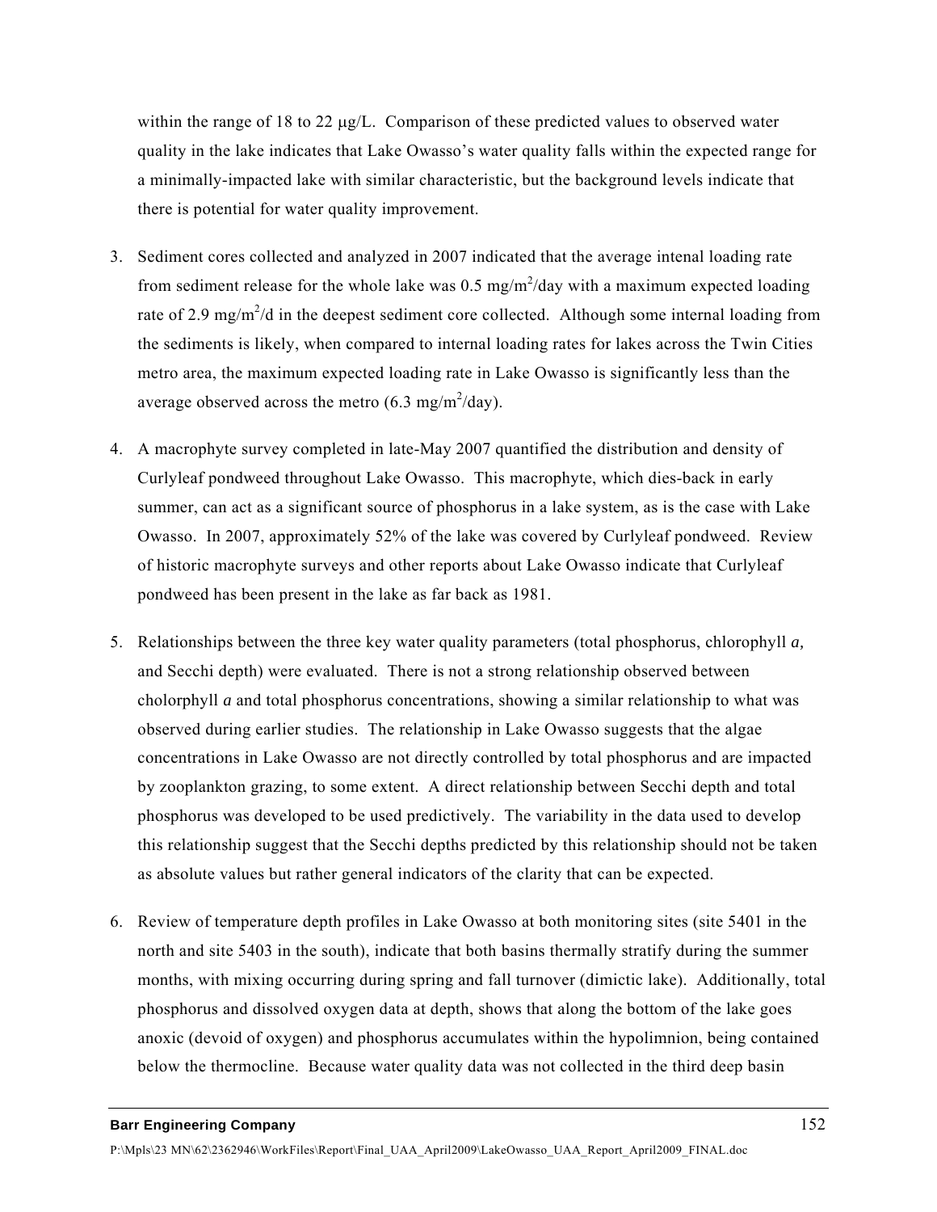within the range of 18 to 22 μg/L. Comparison of these predicted values to observed water quality in the lake indicates that Lake Owasso's water quality falls within the expected range for a minimally-impacted lake with similar characteristic, but the background levels indicate that there is potential for water quality improvement.

3. Sediment cores collected and analyzed in 2007 indicated that the average intenal loading rate from sediment release for the whole lake was 0.5 mg/m$^2$/day with a maximum expected loading rate of 2.9 mg/m$^2$/d in the deepest sediment core collected. Although some internal loading from the sediments is likely, when compared to internal loading rates for lakes across the Twin Cities metro area, the maximum expected loading rate in Lake Owasso is significantly less than the average observed across the metro (6.3 mg/m$^2$/day).

4. A macrophyte survey completed in late-May 2007 quantified the distribution and density of Curlyleaf pondweed throughout Lake Owasso. This macrophyte, which dies-back in early summer, can act as a significant source of phosphorus in a lake system, as is the case with Lake Owasso. In 2007, approximately 52% of the lake was covered by Curlyleaf pondweed. Review of historic macrophyte surveys and other reports about Lake Owasso indicate that Curlyleaf pondweed has been present in the lake as far back as 1981.

5. Relationships between the three key water quality parameters (total phosphorus, chlorophyll *a*, and Secchi depth) were evaluated. There is not a strong relationship observed between cholorphyll *a* and total phosphorus concentrations, showing a similar relationship to what was observed during earlier studies. The relationship in Lake Owasso suggests that the algae concentrations in Lake Owasso are not directly controlled by total phosphorus and are impacted by zooplankton grazing, to some extent. A direct relationship between Secchi depth and total phosphorus was developed to be used predictively. The variability in the data used to develop this relationship suggest that the Secchi depths predicted by this relationship should not be taken as absolute values but rather general indicators of the clarity that can be expected.

6. Review of temperature depth profiles in Lake Owasso at both monitoring sites (site 5401 in the north and site 5403 in the south), indicate that both basins thermally stratify during the summer months, with mixing occurring during spring and fall turnover (dimictic lake). Additionally, total phosphorus and dissolved oxygen data at depth, shows that along the bottom of the lake goes anoxic (devoid of oxygen) and phosphorus accumulates within the hypolimnion, being contained below the thermocline. Because water quality data was not collected in the third deep basin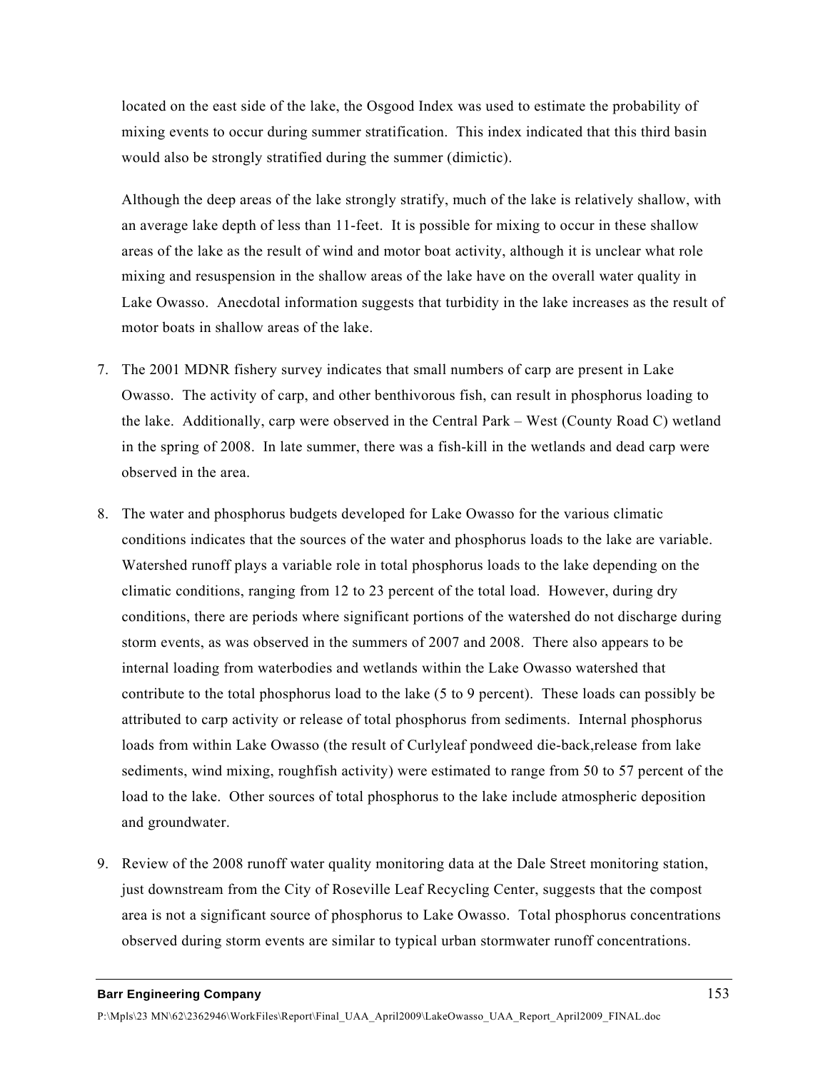located on the east side of the lake, the Osgood Index was used to estimate the probability of mixing events to occur during summer stratification. This index indicated that this third basin would also be strongly stratified during the summer (dimictic).

Although the deep areas of the lake strongly stratify, much of the lake is relatively shallow, with an average lake depth of less than 11-feet. It is possible for mixing to occur in these shallow areas of the lake as the result of wind and motor boat activity, although it is unclear what role mixing and resuspension in the shallow areas of the lake have on the overall water quality in Lake Owasso. Anecdotal information suggests that turbidity in the lake increases as the result of motor boats in shallow areas of the lake.

7. The 2001 MDNR fishery survey indicates that small numbers of carp are present in Lake Owasso. The activity of carp, and other benthivorous fish, can result in phosphorus loading to the lake. Additionally, carp were observed in the Central Park – West (County Road C) wetland in the spring of 2008. In late summer, there was a fish-kill in the wetlands and dead carp were observed in the area.

8. The water and phosphorus budgets developed for Lake Owasso for the various climatic conditions indicates that the sources of the water and phosphorus loads to the lake are variable. Watershed runoff plays a variable role in total phosphorus loads to the lake depending on the climatic conditions, ranging from 12 to 23 percent of the total load. However, during dry conditions, there are periods where significant portions of the watershed do not discharge during storm events, as was observed in the summers of 2007 and 2008. There also appears to be internal loading from waterbodies and wetlands within the Lake Owasso watershed that contribute to the total phosphorus load to the lake (5 to 9 percent). These loads can possibly be attributed to carp activity or release of total phosphorus from sediments. Internal phosphorus loads from within Lake Owasso (the result of Curlyleaf pondweed die-back,release from lake sediments, wind mixing, roughfish activity) were estimated to range from 50 to 57 percent of the load to the lake. Other sources of total phosphorus to the lake include atmospheric deposition and groundwater.

9. Review of the 2008 runoff water quality monitoring data at the Dale Street monitoring station, just downstream from the City of Roseville Leaf Recycling Center, suggests that the compost area is not a significant source of phosphorus to Lake Owasso. Total phosphorus concentrations observed during storm events are similar to typical urban stormwater runoff concentrations.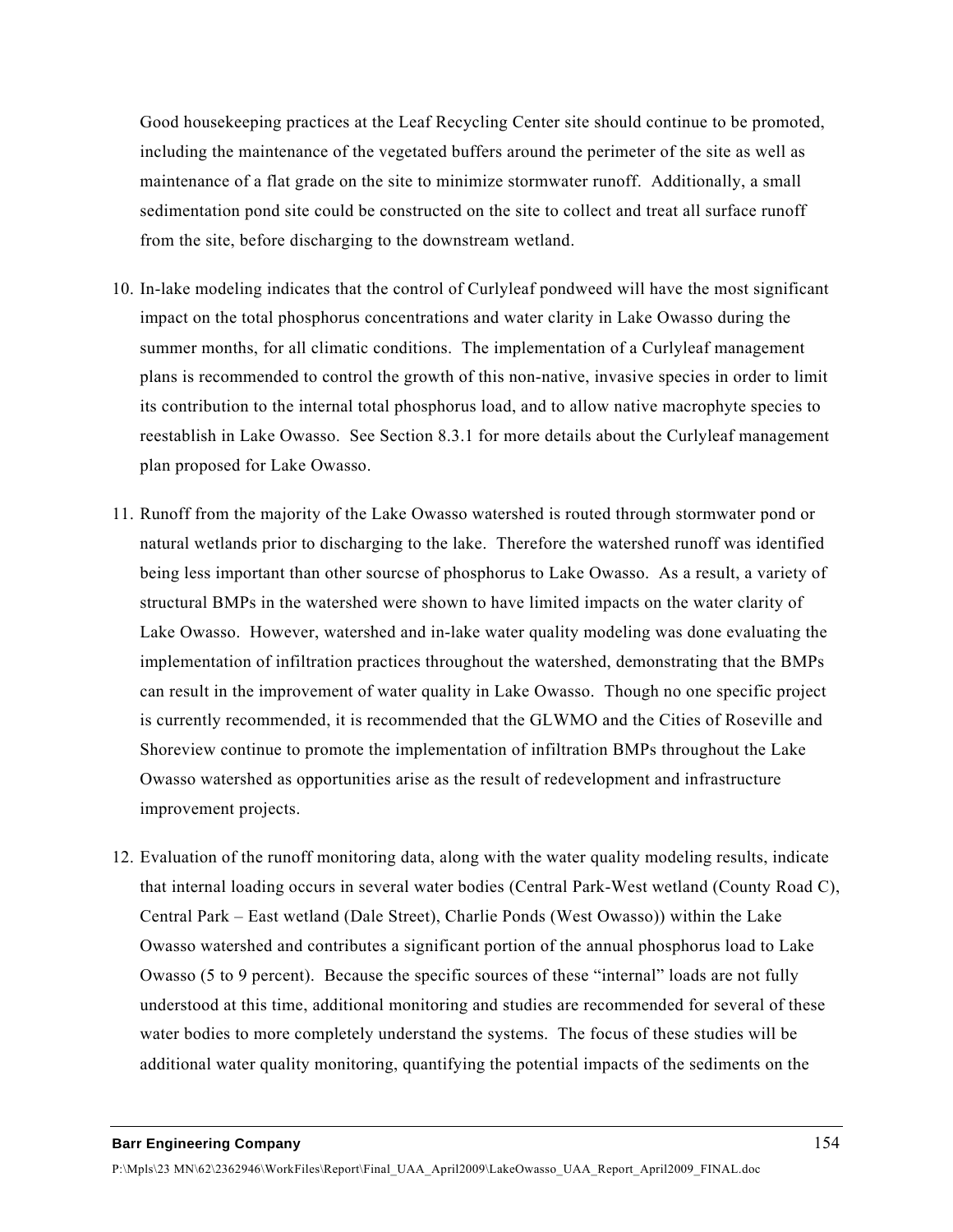Good housekeeping practices at the Leaf Recycling Center site should continue to be promoted, including the maintenance of the vegetated buffers around the perimeter of the site as well as maintenance of a flat grade on the site to minimize stormwater runoff. Additionally, a small sedimentation pond site could be constructed on the site to collect and treat all surface runoff from the site, before discharging to the downstream wetland.

10. In-lake modeling indicates that the control of Curlyleaf pondweed will have the most significant impact on the total phosphorus concentrations and water clarity in Lake Owasso during the summer months, for all climatic conditions. The implementation of a Curlyleaf management plans is recommended to control the growth of this non-native, invasive species in order to limit its contribution to the internal total phosphorus load, and to allow native macrophyte species to reestablish in Lake Owasso. See Section 8.3.1 for more details about the Curlyleaf management plan proposed for Lake Owasso.

11. Runoff from the majority of the Lake Owasso watershed is routed through stormwater pond or natural wetlands prior to discharging to the lake. Therefore the watershed runoff was identified being less important than other sourcse of phosphorus to Lake Owasso. As a result, a variety of structural BMPs in the watershed were shown to have limited impacts on the water clarity of Lake Owasso. However, watershed and in-lake water quality modeling was done evaluating the implementation of infiltration practices throughout the watershed, demonstrating that the BMPs can result in the improvement of water quality in Lake Owasso. Though no one specific project is currently recommended, it is recommended that the GLWMO and the Cities of Roseville and Shoreview continue to promote the implementation of infiltration BMPs throughout the Lake Owasso watershed as opportunities arise as the result of redevelopment and infrastructure improvement projects.

12. Evaluation of the runoff monitoring data, along with the water quality modeling results, indicate that internal loading occurs in several water bodies (Central Park-West wetland (County Road C), Central Park – East wetland (Dale Street), Charlie Ponds (West Owasso)) within the Lake Owasso watershed and contributes a significant portion of the annual phosphorus load to Lake Owasso (5 to 9 percent). Because the specific sources of these "internal" loads are not fully understood at this time, additional monitoring and studies are recommended for several of these water bodies to more completely understand the systems. The focus of these studies will be additional water quality monitoring, quantifying the potential impacts of the sediments on the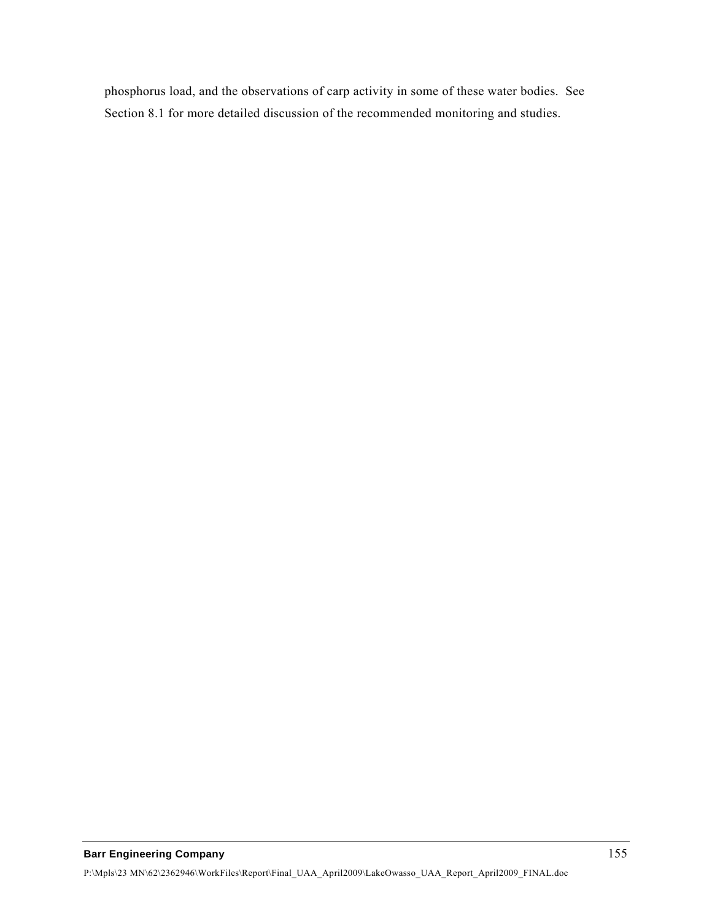phosphorus load, and the observations of carp activity in some of these water bodies. See Section 8.1 for more detailed discussion of the recommended monitoring and studies.